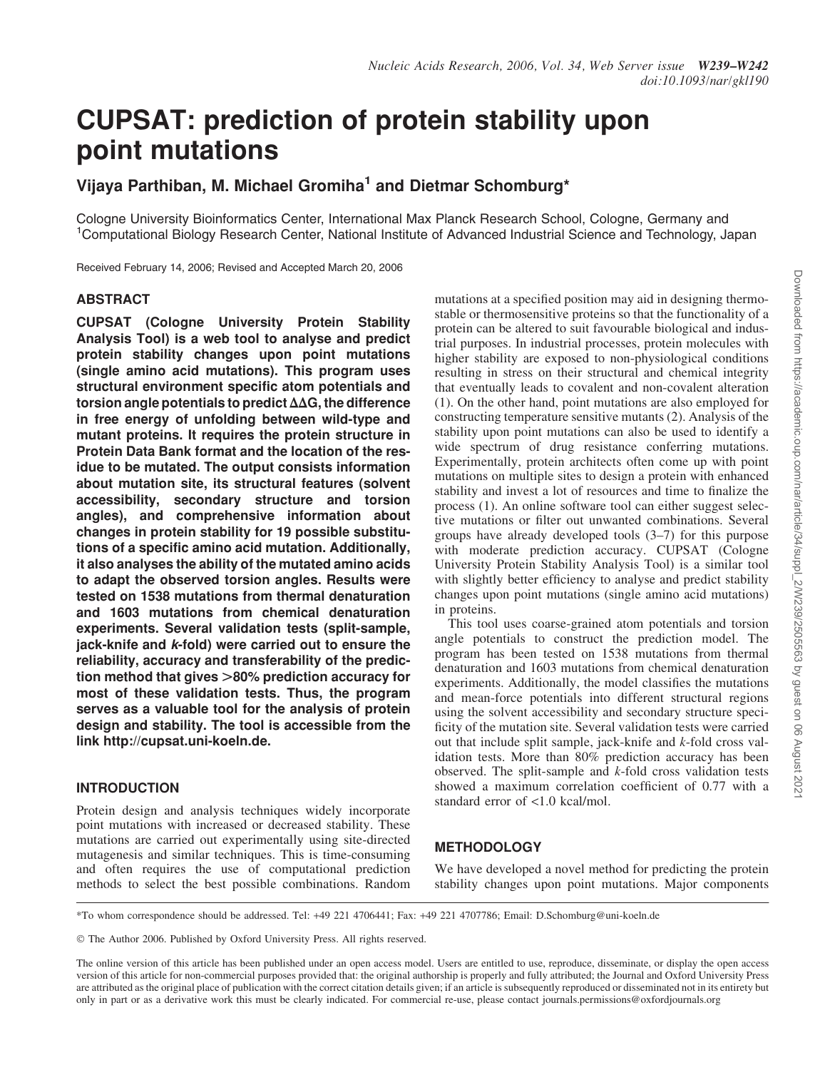# CUPSAT: prediction of protein stability upon point mutations

**Vijaya Parthiban, M. Michael Gromiha[1] and Dietmar Schomburg***

Cologne University Bioinformatics Center, International Max Planck Research School, Cologne, Germany and [1]Computational Biology Research Center, National Institute of Advanced Industrial Science and Technology, Japan

Received February 14, 2006; Revised and Accepted March 20, 2006

## ABSTRACT

**CUPSAT (Cologne University Protein Stability Analysis Tool) is a web tool to analyse and predict protein stability changes upon point mutations (single amino acid mutations). This program uses structural environment specific atom potentials and torsion angle potentials to predict $\Delta\Delta G$, the difference in free energy of unfolding between wild-type and mutant proteins. It requires the protein structure in Protein Data Bank format and the location of the residue to be mutated. The output consists information about mutation site, its structural features (solvent accessibility, secondary structure and torsion angles), and comprehensive information about changes in protein stability for 19 possible substitutions of a specific amino acid mutation. Additionally, it also analyses the ability of the mutated amino acids to adapt the observed torsion angles. Results were tested on 1538 mutations from thermal denaturation and 1603 mutations from chemical denaturation experiments. Several validation tests (split-sample, jack-knife and *k*-fold) were carried out to ensure the reliability, accuracy and transferability of the prediction method that gives >80% prediction accuracy for most of these validation tests. Thus, the program serves as a valuable tool for the analysis of protein design and stability. The tool is accessible from the link http://cupsat.uni-koeln.de.**

## INTRODUCTION

Protein design and analysis techniques widely incorporate point mutations with increased or decreased stability. These mutations are carried out experimentally using site-directed mutagenesis and similar techniques. This is time-consuming and often requires the use of computational prediction methods to select the best possible combinations. Random mutations at a specified position may aid in designing thermostable or thermosensitive proteins so that the functionality of a protein can be altered to suit favourable biological and industrial purposes. In industrial processes, protein molecules with higher stability are exposed to non-physiological conditions resulting in stress on their structural and chemical integrity that eventually leads to covalent and non-covalent alteration (1). On the other hand, point mutations are also employed for constructing temperature sensitive mutants (2). Analysis of the stability upon point mutations can also be used to identify a wide spectrum of drug resistance conferring mutations. Experimentally, protein architects often come up with point mutations on multiple sites to design a protein with enhanced stability and invest a lot of resources and time to finalize the process (1). An online software tool can either suggest selective mutations or filter out unwanted combinations. Several groups have already developed tools (3–7) for this purpose with moderate prediction accuracy. CUPSAT (Cologne University Protein Stability Analysis Tool) is a similar tool with slightly better efficiency to analyse and predict stability changes upon point mutations (single amino acid mutations) in proteins.

This tool uses coarse-grained atom potentials and torsion angle potentials to construct the prediction model. The program has been tested on 1538 mutations from thermal denaturation and 1603 mutations from chemical denaturation experiments. Additionally, the model classifies the mutations and mean-force potentials into different structural regions using the solvent accessibility and secondary structure specificity of the mutation site. Several validation tests were carried out that include split sample, jack-knife and *k*-fold cross validation tests. More than 80% prediction accuracy has been observed. The split-sample and *k*-fold cross validation tests showed a maximum correlation coefficient of 0.77 with a standard error of <1.0 kcal/mol.

## METHODOLOGY

We have developed a novel method for predicting the protein stability changes upon point mutations. Major components

*To whom correspondence should be addressed. Tel: +49 221 4706441; Fax: +49 221 4707786; Email: D.Schomburg@uni-koeln.de

© The Author 2006. Published by Oxford University Press. All rights reserved.

The online version of this article has been published under an open access model. Users are entitled to use, reproduce, disseminate, or display the open access version of this article for non-commercial purposes provided that: the original authorship is properly and fully attributed; the Journal and Oxford University Press are attributed as the original place of publication with the correct citation details given; if an article is subsequently reproduced or disseminated not in its entirety but only in part or as a derivative work this must be clearly indicated. For commercial re-use, please contact journals.permissions@oxfordjournals.org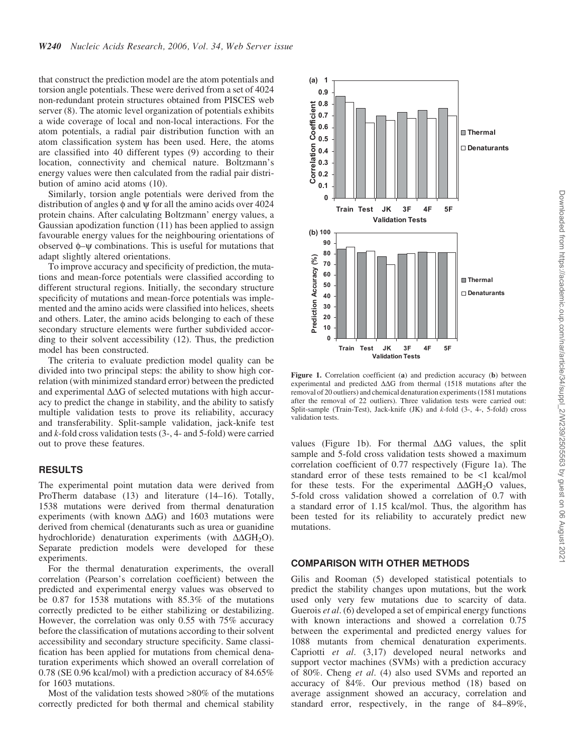that construct the prediction model are the atom potentials and torsion angle potentials. These were derived from a set of 4024 non-redundant protein structures obtained from PISCES web server (8). The atomic level organization of potentials exhibits a wide coverage of local and non-local interactions. For the atom potentials, a radial pair distribution function with an atom classification system has been used. Here, the atoms are classified into 40 different types (9) according to their location, connectivity and chemical nature. Boltzmann's energy values were then calculated from the radial pair distribution of amino acid atoms (10).

Similarly, torsion angle potentials were derived from the distribution of angles $\phi$ and $\psi$ for all the amino acids over 4024 protein chains. After calculating Boltzmann' energy values, a Gaussian apodization function (11) has been applied to assign favourable energy values for the neighbouring orientations of observed $\phi$–$\psi$ combinations. This is useful for mutations that adapt slightly altered orientations.

To improve accuracy and specificity of prediction, the mutations and mean-force potentials were classified according to different structural regions. Initially, the secondary structure specificity of mutations and mean-force potentials was implemented and the amino acids were classified into helices, sheets and others. Later, the amino acids belonging to each of these secondary structure elements were further subdivided according to their solvent accessibility (12). Thus, the prediction model has been constructed.

The criteria to evaluate prediction model quality can be divided into two principal steps: the ability to show high correlation (with minimized standard error) between the predicted and experimental $\Delta\Delta G$ of selected mutations with high accuracy to predict the change in stability, and the ability to satisfy multiple validation tests to prove its reliability, accuracy and transferability. Split-sample validation, jack-knife test and *k*-fold cross validation tests (3-, 4- and 5-fold) were carried out to prove these features.

## RESULTS

The experimental point mutation data were derived from ProTherm database (13) and literature (14–16). Totally, 1538 mutations were derived from thermal denaturation experiments (with known $\Delta\Delta G$) and 1603 mutations were derived from chemical (denaturants such as urea or guanidine hydrochloride) denaturation experiments (with $\Delta\Delta GH_2O$). Separate prediction models were developed for these experiments.

For the thermal denaturation experiments, the overall correlation (Pearson's correlation coefficient) between the predicted and experimental energy values was observed to be 0.87 for 1538 mutations with 85.3% of the mutations correctly predicted to be either stabilizing or destabilizing. However, the correlation was only 0.55 with 75% accuracy before the classification of mutations according to their solvent accessibility and secondary structure specificity. Same classification has been applied for mutations from chemical denaturation experiments which showed an overall correlation of 0.78 (SE 0.96 kcal/mol) with a prediction accuracy of 84.65% for 1603 mutations.

Most of the validation tests showed >80% of the mutations correctly predicted for both thermal and chemical stability values (Figure 1b). For thermal $\Delta\Delta G$ values, the split sample and 5-fold cross validation tests showed a maximum correlation coefficient of 0.77 respectively (Figure 1a). The standard error of these tests remained to be <1 kcal/mol for these tests. For the experimental $\Delta\Delta GH_2O$ values, 5-fold cross validation showed a correlation of 0.7 with a standard error of 1.15 kcal/mol. Thus, the algorithm has been tested for its reliability to accurately predict new mutations.

**Figure 1.** Correlation coefficient (**a**) and prediction accuracy (**b**) between experimental and predicted $\Delta\Delta G$ from thermal (1518 mutations after the removal of 20 outliers) and chemical denaturation experiments (1581 mutations after the removal of 22 outliers). Three validation tests were carried out: Split-sample (Train-Test), Jack-knife (JK) and *k*-fold (3-, 4-, 5-fold) cross validation tests.

## COMPARISON WITH OTHER METHODS

Gilis and Rooman (5) developed statistical potentials to predict the stability changes upon mutations, but the work used only very few mutations due to scarcity of data. Guerois *et al*. (6) developed a set of empirical energy functions with known interactions and showed a correlation 0.75 between the experimental and predicted energy values for 1088 mutants from chemical denaturation experiments. Capriotti *et al*. (3,17) developed neural networks and support vector machines (SVMs) with a prediction accuracy of 80%. Cheng *et al*. (4) also used SVMs and reported an accuracy of 84%. Our previous method (18) based on average assignment showed an accuracy, correlation and standard error, respectively, in the range of 84–89%,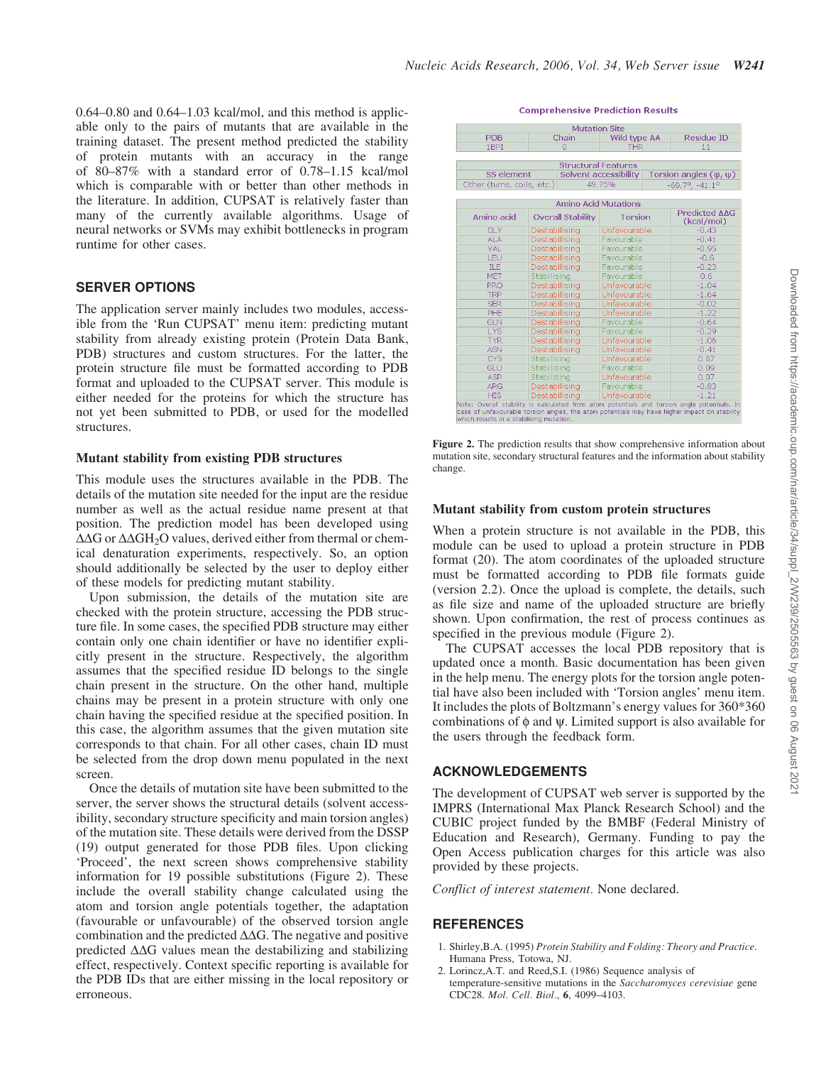0.64–0.80 and 0.64–1.03 kcal/mol, and this method is applicable only to the pairs of mutants that are available in the training dataset. The present method predicted the stability of protein mutants with an accuracy in the range of 80–87% with a standard error of 0.78–1.15 kcal/mol which is comparable with or better than other methods in the literature. In addition, CUPSAT is relatively faster than many of the currently available algorithms. Usage of neural networks or SVMs may exhibit bottlenecks in program runtime for other cases.

## SERVER OPTIONS

The application server mainly includes two modules, accessible from the 'Run CUPSAT' menu item: predicting mutant stability from already existing protein (Protein Data Bank, PDB) structures and custom structures. For the latter, the protein structure file must be formatted according to PDB format and uploaded to the CUPSAT server. This module is either needed for the proteins for which the structure has not yet been submitted to PDB, or used for the modelled structures.

### Mutant stability from existing PDB structures

This module uses the structures available in the PDB. The details of the mutation site needed for the input are the residue number as well as the actual residue name present at that position. The prediction model has been developed using $\Delta\Delta G$ or $\Delta\Delta GH_2O$ values, derived either from thermal or chemical denaturation experiments, respectively. So, an option should additionally be selected by the user to deploy either of these models for predicting mutant stability.

Upon submission, the details of the mutation site are checked with the protein structure, accessing the PDB structure file. In some cases, the specified PDB structure may either contain only one chain identifier or have no identifier explicitly present in the structure. Respectively, the algorithm assumes that the specified residue ID belongs to the single chain present in the structure. On the other hand, multiple chains may be present in a protein structure with only one chain having the specified residue at the specified position. In this case, the algorithm assumes that the given mutation site corresponds to that chain. For all other cases, chain ID must be selected from the drop down menu populated in the next screen.

Once the details of mutation site have been submitted to the server, the server shows the structural details (solvent accessibility, secondary structure specificity and main torsion angles) of the mutation site. These details were derived from the DSSP (19) output generated for those PDB files. Upon clicking 'Proceed', the next screen shows comprehensive stability information for 19 possible substitutions (Figure 2). These include the overall stability change calculated using the atom and torsion angle potentials together, the adaptation (favourable or unfavourable) of the observed torsion angle combination and the predicted $\Delta\Delta G$. The negative and positive predicted $\Delta\Delta G$ values mean the destabilizing and stabilizing effect, respectively. Context specific reporting is available for the PDB IDs that are either missing in the local repository or erroneous.

**Comprehensive Prediction Results**

| Mutation Site | | | |
|---|---|---|---|
| PDB | Chain | Wild type AA | Residue ID |
| 1BPI | 0 | THR | 11 |

| Structural Features | | |
|---|---|---|
| SS element | Solvent accessibility | Torsion angles (φ, ψ) |
| Other (turns, coils, etc.) | 49.75% | -69.7°, -41.1° |

| Amino acid | Overall Stability | Torsion | Predicted ΔΔG (kcal/mol) |
|---|---|---|---|
| GLY | Destabilising | Unfavourable | -0.43 |
| ALA | Destabilising | Favourable | -0.41 |
| VAL | Destabilising | Favourable | -0.95 |
| LEU | Destabilising | Favourable | -0.6 |
| ILE | Destabilising | Favourable | -0.23 |
| MET | Stabilising | Favourable | 0.6 |
| PRO | Destabilising | Unfavourable | -1.04 |
| TRP | Destabilising | Unfavourable | -1.64 |
| SER | Destabilising | Unfavourable | -0.02 |
| PHE | Destabilising | Unfavourable | -1.22 |
| GLN | Destabilising | Favourable | -0.64 |
| LYS | Destabilising | Favourable | -0.29 |
| TYR | Destabilising | Unfavourable | -1.06 |
| ASN | Destabilising | Unfavourable | -0.41 |
| CYS | Stabilising | Unfavourable | 0.87 |
| GLU | Stabilising | Favourable | 0.09 |
| ASP | Stabilising | Unfavourable | 0.07 |
| ARG | Destabilising | Favourable | -0.83 |
| HIS | Destabilising | Unfavourable | -1.21 |

Note: Overall stability is calculated from atom potentials and torsion angle potentials. In case of unfavourable torsion angles, the atom potentials may have higher impact on stability which results in a stabilising mutation.

**Figure 2.** The prediction results that show comprehensive information about mutation site, secondary structural features and the information about stability change.

### Mutant stability from custom protein structures

When a protein structure is not available in the PDB, this module can be used to upload a protein structure in PDB format (20). The atom coordinates of the uploaded structure must be formatted according to PDB file formats guide (version 2.2). Once the upload is complete, the details, such as file size and name of the uploaded structure are briefly shown. Upon confirmation, the rest of process continues as specified in the previous module (Figure 2).

The CUPSAT accesses the local PDB repository that is updated once a month. Basic documentation has been given in the help menu. The energy plots for the torsion angle potential have also been included with 'Torsion angles' menu item. It includes the plots of Boltzmann's energy values for 360*360 combinations of $\phi$ and $\psi$. Limited support is also available for the users through the feedback form.

## ACKNOWLEDGEMENTS

The development of CUPSAT web server is supported by the IMPRS (International Max Planck Research School) and the CUBIC project funded by the BMBF (Federal Ministry of Education and Research), Germany. Funding to pay the Open Access publication charges for this article was also provided by these projects.

*Conflict of interest statement*. None declared.

## REFERENCES

1. Shirley,B.A. (1995) *Protein Stability and Folding: Theory and Practice*. Humana Press, Totowa, NJ.
2. Lorincz,A.T. and Reed,S.I. (1986) Sequence analysis of temperature-sensitive mutations in the *Saccharomyces cerevisiae* gene CDC28. *Mol. Cell. Biol.*, **6**, 4099–4103.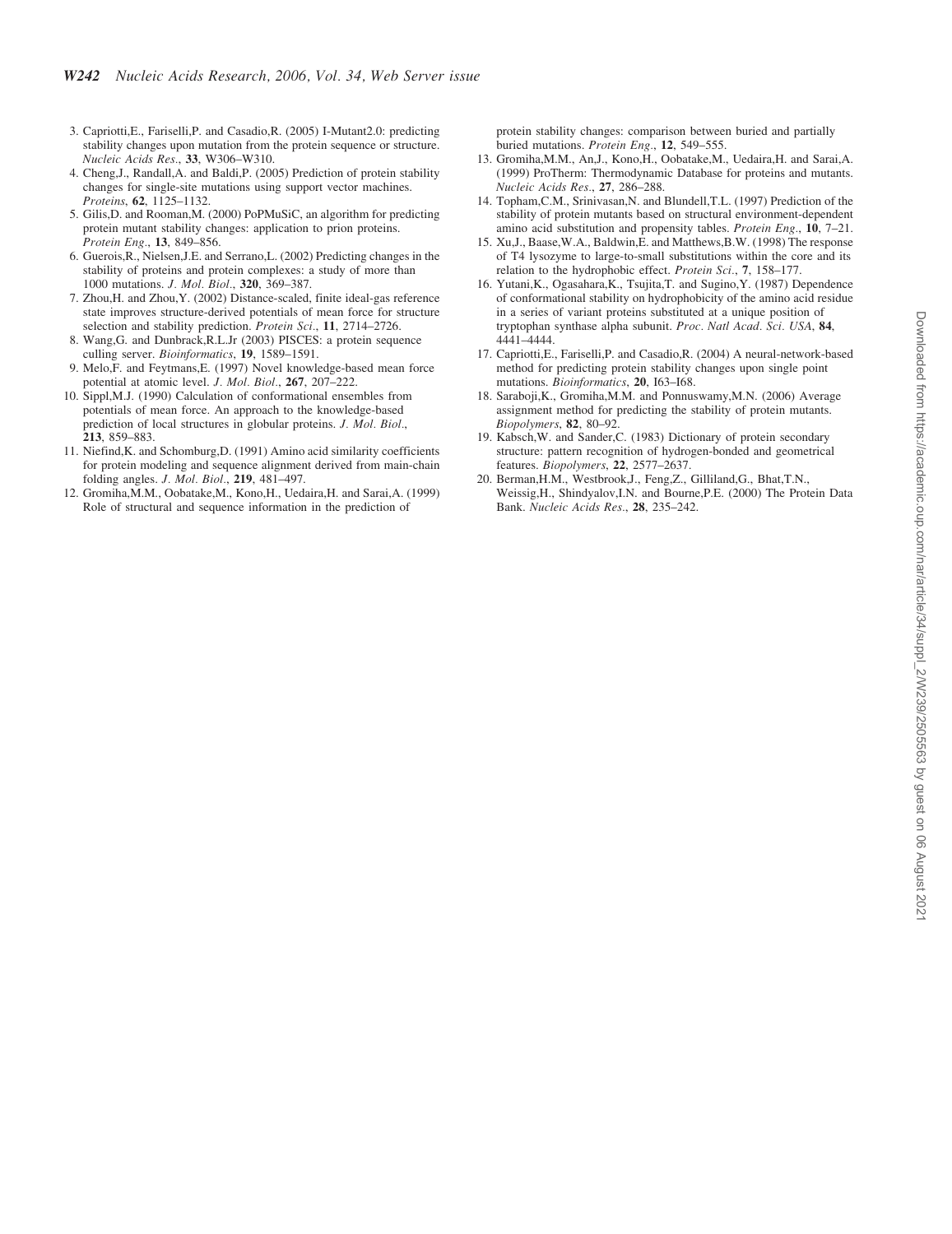3. Capriotti,E., Fariselli,P. and Casadio,R. (2005) I-Mutant2.0: predicting stability changes upon mutation from the protein sequence or structure. *Nucleic Acids Res.*, **33**, W306–W310.
4. Cheng,J., Randall,A. and Baldi,P. (2005) Prediction of protein stability changes for single-site mutations using support vector machines. *Proteins*, **62**, 1125–1132.
5. Gilis,D. and Rooman,M. (2000) PoPMuSiC, an algorithm for predicting protein mutant stability changes: application to prion proteins. *Protein Eng.*, **13**, 849–856.
6. Guerois,R., Nielsen,J.E. and Serrano,L. (2002) Predicting changes in the stability of proteins and protein complexes: a study of more than 1000 mutations. *J. Mol. Biol.*, **320**, 369–387.
7. Zhou,H. and Zhou,Y. (2002) Distance-scaled, finite ideal-gas reference state improves structure-derived potentials of mean force for structure selection and stability prediction. *Protein Sci.*, **11**, 2714–2726.
8. Wang,G. and Dunbrack,R.L.Jr (2003) PISCES: a protein sequence culling server. *Bioinformatics*, **19**, 1589–1591.
9. Melo,F. and Feytmans,E. (1997) Novel knowledge-based mean force potential at atomic level. *J. Mol. Biol.*, **267**, 207–222.
10. Sippl,M.J. (1990) Calculation of conformational ensembles from potentials of mean force. An approach to the knowledge-based prediction of local structures in globular proteins. *J. Mol. Biol.*, **213**, 859–883.
11. Niefind,K. and Schomburg,D. (1991) Amino acid similarity coefficients for protein modeling and sequence alignment derived from main-chain folding angles. *J. Mol. Biol.*, **219**, 481–497.
12. Gromiha,M.M., Oobatake,M., Kono,H., Uedaira,H. and Sarai,A. (1999) Role of structural and sequence information in the prediction of protein stability changes: comparison between buried and partially buried mutations. *Protein Eng.*, **12**, 549–555.
13. Gromiha,M.M., An,J., Kono,H., Oobatake,M., Uedaira,H. and Sarai,A. (1999) ProTherm: Thermodynamic Database for proteins and mutants. *Nucleic Acids Res.*, **27**, 286–288.
14. Topham,C.M., Srinivasan,N. and Blundell,T.L. (1997) Prediction of the stability of protein mutants based on structural environment-dependent amino acid substitution and propensity tables. *Protein Eng.*, **10**, 7–21.
15. Xu,J., Baase,W.A., Baldwin,E. and Matthews,B.W. (1998) The response of T4 lysozyme to large-to-small substitutions within the core and its relation to the hydrophobic effect. *Protein Sci.*, **7**, 158–177.
16. Yutani,K., Ogasahara,K., Tsujita,T. and Sugino,Y. (1987) Dependence of conformational stability on hydrophobicity of the amino acid residue in a series of variant proteins substituted at a unique position of tryptophan synthase alpha subunit. *Proc. Natl Acad. Sci. USA*, **84**, 4441–4444.
17. Capriotti,E., Fariselli,P. and Casadio,R. (2004) A neural-network-based method for predicting protein stability changes upon single point mutations. *Bioinformatics*, **20**, I63–I68.
18. Saraboji,K., Gromiha,M.M. and Ponnuswamy,M.N. (2006) Average assignment method for predicting the stability of protein mutants. *Biopolymers*, **82**, 80–92.
19. Kabsch,W. and Sander,C. (1983) Dictionary of protein secondary structure: pattern recognition of hydrogen-bonded and geometrical features. *Biopolymers*, **22**, 2577–2637.
20. Berman,H.M., Westbrook,J., Feng,Z., Gilliland,G., Bhat,T.N., Weissig,H., Shindyalov,I.N. and Bourne,P.E. (2000) The Protein Data Bank. *Nucleic Acids Res.*, **28**, 235–242.